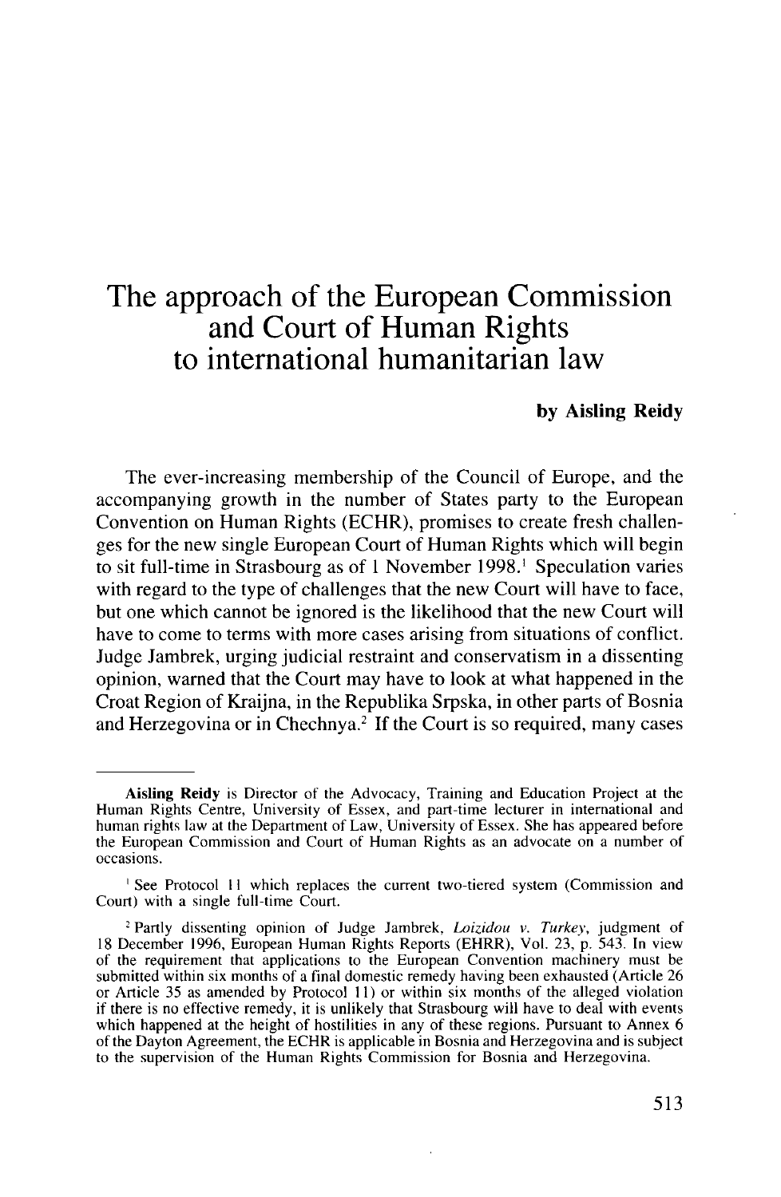# The approach of the European Commission and Court of Human Rights to international humanitarian law

**by Aisling Reidy**

The ever-increasing membership of the Council of Europe, and the accompanying growth in the number of States party to the European Convention on Human Rights (ECHR), promises to create fresh challenges for the new single European Court of Human Rights which will begin to sit full-time in Strasbourg as of 1 November 1998.[1] Speculation varies with regard to the type of challenges that the new Court will have to face, but one which cannot be ignored is the likelihood that the new Court will have to come to terms with more cases arising from situations of conflict. Judge Jambrek, urging judicial restraint and conservatism in a dissenting opinion, warned that the Court may have to look at what happened in the Croat Region of Krajina, in the Republika Srpska, in other parts of Bosnia and Herzegovina or in Chechnya.[2] If the Court is so required, many cases

---

**Aisling Reidy** is Director of the Advocacy, Training and Education Project at the Human Rights Centre, University of Essex, and part-time lecturer in international and human rights law at the Department of Law, University of Essex. She has appeared before the European Commission and Court of Human Rights as an advocate on a number of occasions.

[1] See Protocol 11 which replaces the current two-tiered system (Commission and Court) with a single full-time Court.

[2] Partly dissenting opinion of Judge Jambrek, *Loizidou v. Turkey*, judgment of 18 December 1996, European Human Rights Reports (EHRR), Vol. 23, p. 543. In view of the requirement that applications to the European Convention machinery must be submitted within six months of a final domestic remedy having been exhausted (Article 26 or Article 35 as amended by Protocol 11) or within six months of the alleged violation if there is no effective remedy, it is unlikely that Strasbourg will have to deal with events which happened at the height of hostilities in any of these regions. Pursuant to Annex 6 of the Dayton Agreement, the ECHR is applicable in Bosnia and Herzegovina and is subject to the supervision of the Human Rights Commission for Bosnia and Herzegovina.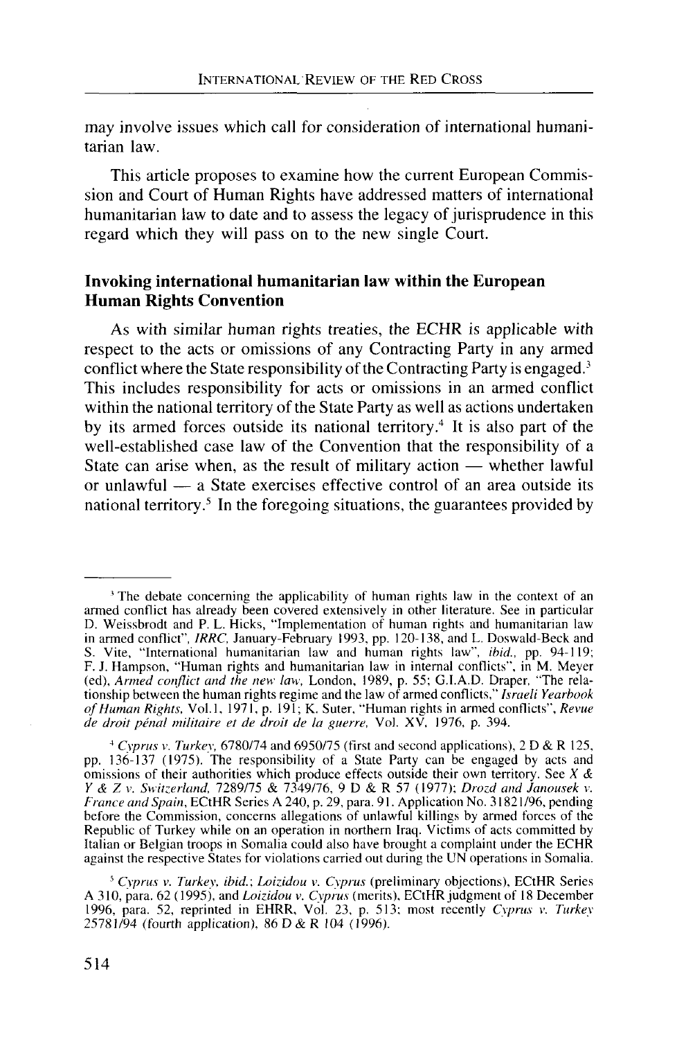may involve issues which call for consideration of international humanitarian law.

This article proposes to examine how the current European Commission and Court of Human Rights have addressed matters of international humanitarian law to date and to assess the legacy of jurisprudence in this regard which they will pass on to the new single Court.

## Invoking international humanitarian law within the European Human Rights Convention

As with similar human rights treaties, the ECHR is applicable with respect to the acts or omissions of any Contracting Party in any armed conflict where the State responsibility of the Contracting Party is engaged.[3] This includes responsibility for acts or omissions in an armed conflict within the national territory of the State Party as well as actions undertaken by its armed forces outside its national territory.[4] It is also part of the well-established case law of the Convention that the responsibility of a State can arise when, as the result of military action — whether lawful or unlawful — a State exercises effective control of an area outside its national territory.[5] In the foregoing situations, the guarantees provided by

---

[3] The debate concerning the applicability of human rights law in the context of an armed conflict has already been covered extensively in other literature. See in particular D. Weissbrodt and P. L. Hicks, "Implementation of human rights and humanitarian law in armed conflict", *IRRC*, January-February 1993, pp. 120-138, and L. Doswald-Beck and S. Vite, "International humanitarian law and human rights law", *ibid.*, pp. 94-119; F. J. Hampson, "Human rights and humanitarian law in internal conflicts", in M. Meyer (ed), *Armed conflict and the new law*, London, 1989, p. 55; G.I.A.D. Draper, "The relationship between the human rights regime and the law of armed conflicts," *Israeli Yearbook of Human Rights*, Vol.1, 1971, p. 191; K. Suter, "Human rights in armed conflicts", *Revue de droit pénal militaire et de droit de la guerre*, Vol. XV, 1976, p. 394.

[4] *Cyprus v. Turkey*, 6780/74 and 6950/75 (first and second applications), 2 D & R 125, pp. 136-137 (1975). The responsibility of a State Party can be engaged by acts and omissions of their authorities which produce effects outside their own territory. See *X & Y & Z v. Switzerland*, 7289/75 & 7349/76, 9 D & R 57 (1977); *Drozd and Janousek v. France and Spain*, ECtHR Series A 240, p. 29, para. 91. Application No. 31821/96, pending before the Commission, concerns allegations of unlawful killings by armed forces of the Republic of Turkey while on an operation in northern Iraq. Victims of acts committed by Italian or Belgian troops in Somalia could also have brought a complaint under the ECHR against the respective States for violations carried out during the UN operations in Somalia.

[5] *Cyprus v. Turkey*, *ibid.*; *Loizidou v. Cyprus* (preliminary objections), ECtHR Series A 310, para. 62 (1995), and *Loizidou v. Cyprus* (merits), ECtHR judgment of 18 December 1996, para. 52, reprinted in EHRR, Vol. 23, p. 513; most recently *Cyprus v. Turkey* 25781/94 (fourth application), 86 D & R 104 (1996).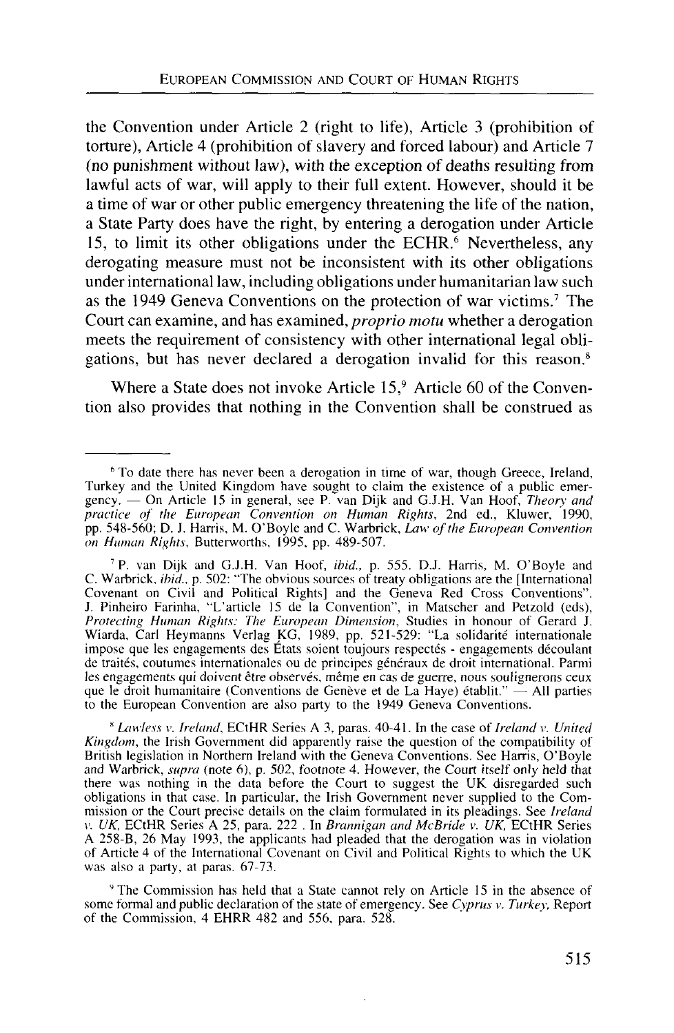the Convention under Article 2 (right to life), Article 3 (prohibition of torture), Article 4 (prohibition of slavery and forced labour) and Article 7 (no punishment without law), with the exception of deaths resulting from lawful acts of war, will apply to their full extent. However, should it be a time of war or other public emergency threatening the life of the nation, a State Party does have the right, by entering a derogation under Article 15, to limit its other obligations under the ECHR.[6] Nevertheless, any derogating measure must not be inconsistent with its other obligations under international law, including obligations under humanitarian law such as the 1949 Geneva Conventions on the protection of war victims.[7] The Court can examine, and has examined, *proprio motu* whether a derogation meets the requirement of consistency with other international legal obligations, but has never declared a derogation invalid for this reason.[8]

Where a State does not invoke Article 15,[9] Article 60 of the Convention also provides that nothing in the Convention shall be construed as

---

[6] To date there has never been a derogation in time of war, though Greece, Ireland, Turkey and the United Kingdom have sought to claim the existence of a public emergency. — On Article 15 in general, see P. van Dijk and G.J.H. Van Hoof, *Theory and practice of the European Convention on Human Rights*, 2nd ed., Kluwer, 1990, pp. 548-560; D. J. Harris, M. O'Boyle and C. Warbrick, *Law of the European Convention on Human Rights*, Butterworths, 1995, pp. 489-507.

[7] P. van Dijk and G.J.H. Van Hoof, *ibid.*, p. 555. D.J. Harris, M. O'Boyle and C. Warbrick, *ibid.*, p. 502: "The obvious sources of treaty obligations are the [International Covenant on Civil and Political Rights] and the Geneva Red Cross Conventions". J. Pinheiro Farinha, "L'article 15 de la Convention", in Matscher and Petzold (eds), *Protecting Human Rights: The European Dimension*, Studies in honour of Gerard J. Wiarda, Carl Heymanns Verlag KG, 1989, pp. 521-529: "La solidarité internationale impose que les engagements des États soient toujours respectés - engagements découlant de traités, coutumes internationales ou de principes généraux de droit international. Parmi les engagements qui doivent être observés, même en cas de guerre, nous soulignerons ceux que le droit humanitaire (Conventions de Genève et de La Haye) établit." — All parties to the European Convention are also party to the 1949 Geneva Conventions.

[8] *Lawless v. Ireland*, ECtHR Series A 3, paras. 40-41. In the case of *Ireland v. United Kingdom*, the Irish Government did apparently raise the question of the compatibility of British legislation in Northern Ireland with the Geneva Conventions. See Harris, O'Boyle and Warbrick, *supra* (note 6), p. 502, footnote 4. However, the Court itself only held that there was nothing in the data before the Court to suggest the UK disregarded such obligations in that case. In particular, the Irish Government never supplied to the Commission or the Court precise details on the claim formulated in its pleadings. See *Ireland v. UK*, ECtHR Series A 25, para. 222 . In *Brannigan and McBride v. UK*, ECtHR Series A 258-B, 26 May 1993, the applicants had pleaded that the derogation was in violation of Article 4 of the International Covenant on Civil and Political Rights to which the UK was also a party, at paras. 67-73.

[9] The Commission has held that a State cannot rely on Article 15 in the absence of some formal and public declaration of the state of emergency. See *Cyprus v. Turkey*, Report of the Commission, 4 EHRR 482 and 556, para. 528.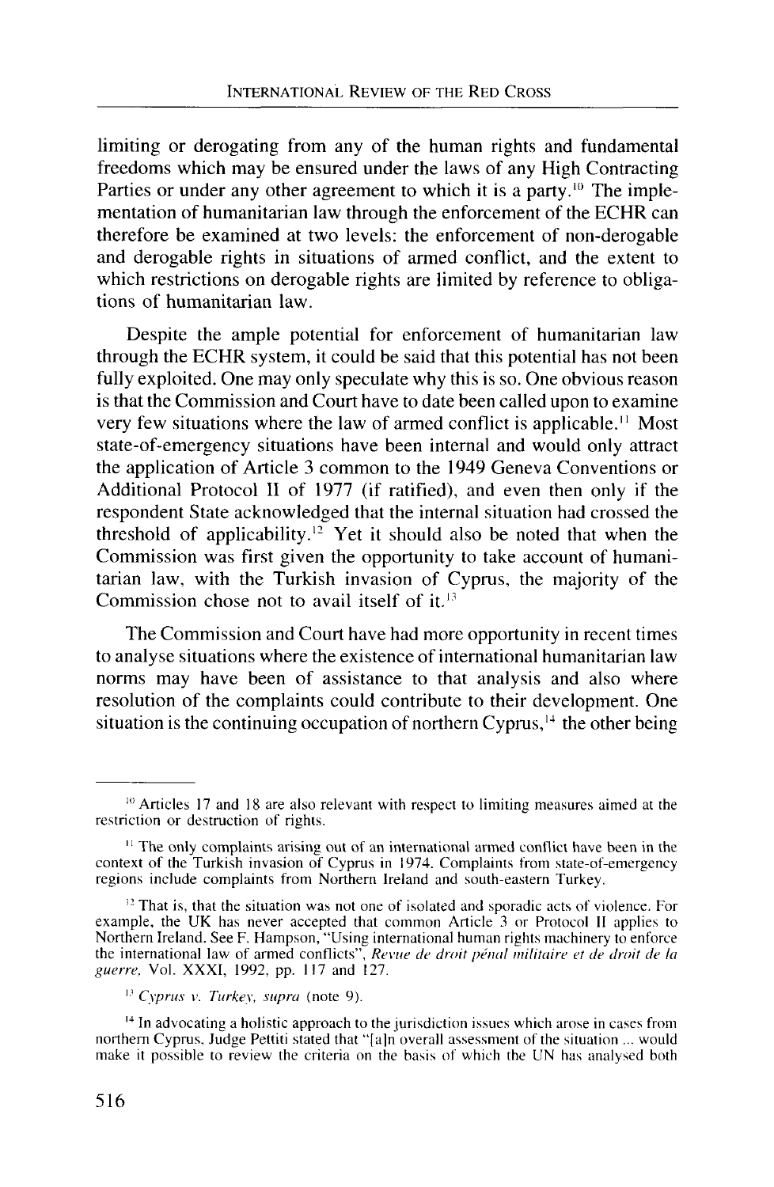limiting or derogating from any of the human rights and fundamental freedoms which may be ensured under the laws of any High Contracting Parties or under any other agreement to which it is a party.[10] The implementation of humanitarian law through the enforcement of the ECHR can therefore be examined at two levels: the enforcement of non-derogable and derogable rights in situations of armed conflict, and the extent to which restrictions on derogable rights are limited by reference to obligations of humanitarian law.

Despite the ample potential for enforcement of humanitarian law through the ECHR system, it could be said that this potential has not been fully exploited. One may only speculate why this is so. One obvious reason is that the Commission and Court have to date been called upon to examine very few situations where the law of armed conflict is applicable.[11] Most state-of-emergency situations have been internal and would only attract the application of Article 3 common to the 1949 Geneva Conventions or Additional Protocol II of 1977 (if ratified), and even then only if the respondent State acknowledged that the internal situation had crossed the threshold of applicability.[12] Yet it should also be noted that when the Commission was first given the opportunity to take account of humanitarian law, with the Turkish invasion of Cyprus, the majority of the Commission chose not to avail itself of it.[13]

The Commission and Court have had more opportunity in recent times to analyse situations where the existence of international humanitarian law norms may have been of assistance to that analysis and also where resolution of the complaints could contribute to their development. One situation is the continuing occupation of northern Cyprus,[14] the other being

---

[10] Articles 17 and 18 are also relevant with respect to limiting measures aimed at the restriction or destruction of rights.

[11] The only complaints arising out of an international armed conflict have been in the context of the Turkish invasion of Cyprus in 1974. Complaints from state-of-emergency regions include complaints from Northern Ireland and south-eastern Turkey.

[12] That is, that the situation was not one of isolated and sporadic acts of violence. For example, the UK has never accepted that common Article 3 or Protocol II applies to Northern Ireland. See F. Hampson, "Using international human rights machinery to enforce the international law of armed conflicts", *Revue de droit pénal militaire et de droit de la guerre*, Vol. XXXI, 1992, pp. 117 and 127.

[13] *Cyprus v. Turkey, supra* (note 9).

[14] In advocating a holistic approach to the jurisdiction issues which arose in cases from northern Cyprus, Judge Pettiti stated that "[a]n overall assessment of the situation ... would make it possible to review the criteria on the basis of which the UN has analysed both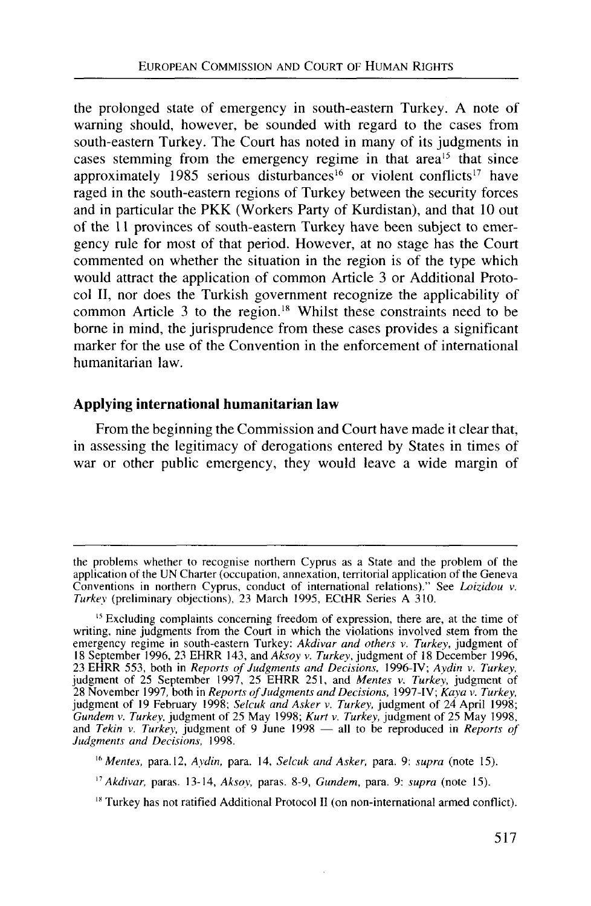the prolonged state of emergency in south-eastern Turkey. A note of warning should, however, be sounded with regard to the cases from south-eastern Turkey. The Court has noted in many of its judgments in cases stemming from the emergency regime in that area[15] that since approximately 1985 serious disturbances[16] or violent conflicts[17] have raged in the south-eastern regions of Turkey between the security forces and in particular the PKK (Workers Party of Kurdistan), and that 10 out of the 11 provinces of south-eastern Turkey have been subject to emergency rule for most of that period. However, at no stage has the Court commented on whether the situation in the region is of the type which would attract the application of common Article 3 or Additional Protocol II, nor does the Turkish government recognize the applicability of common Article 3 to the region.[18] Whilst these constraints need to be borne in mind, the jurisprudence from these cases provides a significant marker for the use of the Convention in the enforcement of international humanitarian law.

## Applying international humanitarian law

From the beginning the Commission and Court have made it clear that, in assessing the legitimacy of derogations entered by States in times of war or other public emergency, they would leave a wide margin of

---

the problems whether to recognise northern Cyprus as a State and the problem of the application of the UN Charter (occupation, annexation, territorial application of the Geneva Conventions in northern Cyprus, conduct of international relations)." See *Loizidou v. Turkey* (preliminary objections), 23 March 1995, ECtHR Series A 310.

[15] Excluding complaints concerning freedom of expression, there are, at the time of writing, nine judgments from the Court in which the violations involved stem from the emergency regime in south-eastern Turkey: *Akdivar and others v. Turkey*, judgment of 18 September 1996, 23 EHRR 143, and *Aksoy v. Turkey*, judgment of 18 December 1996, 23 EHRR 553, both in *Reports of Judgments and Decisions*, 1996-IV; *Aydin v. Turkey*, judgment of 25 September 1997, 25 EHRR 251, and *Mentes v. Turkey*, judgment of 28 November 1997, both in *Reports of Judgments and Decisions*, 1997-IV; *Kaya v. Turkey*, judgment of 19 February 1998; *Selcuk and Asker v. Turkey*, judgment of 24 April 1998; *Gundem v. Turkey*, judgment of 25 May 1998; *Kurt v. Turkey*, judgment of 25 May 1998, and *Tekin v. Turkey*, judgment of 9 June 1998 — all to be reproduced in *Reports of Judgments and Decisions*, 1998.

[16] *Mentes*, para. 12, *Aydin*, para. 14, *Selcuk and Asker*, para. 9: *supra* (note 15).

[17] *Akdivar*, paras. 13-14, *Aksoy*, paras. 8-9, *Gundem*, para. 9: *supra* (note 15).

[18] Turkey has not ratified Additional Protocol II (on non-international armed conflict).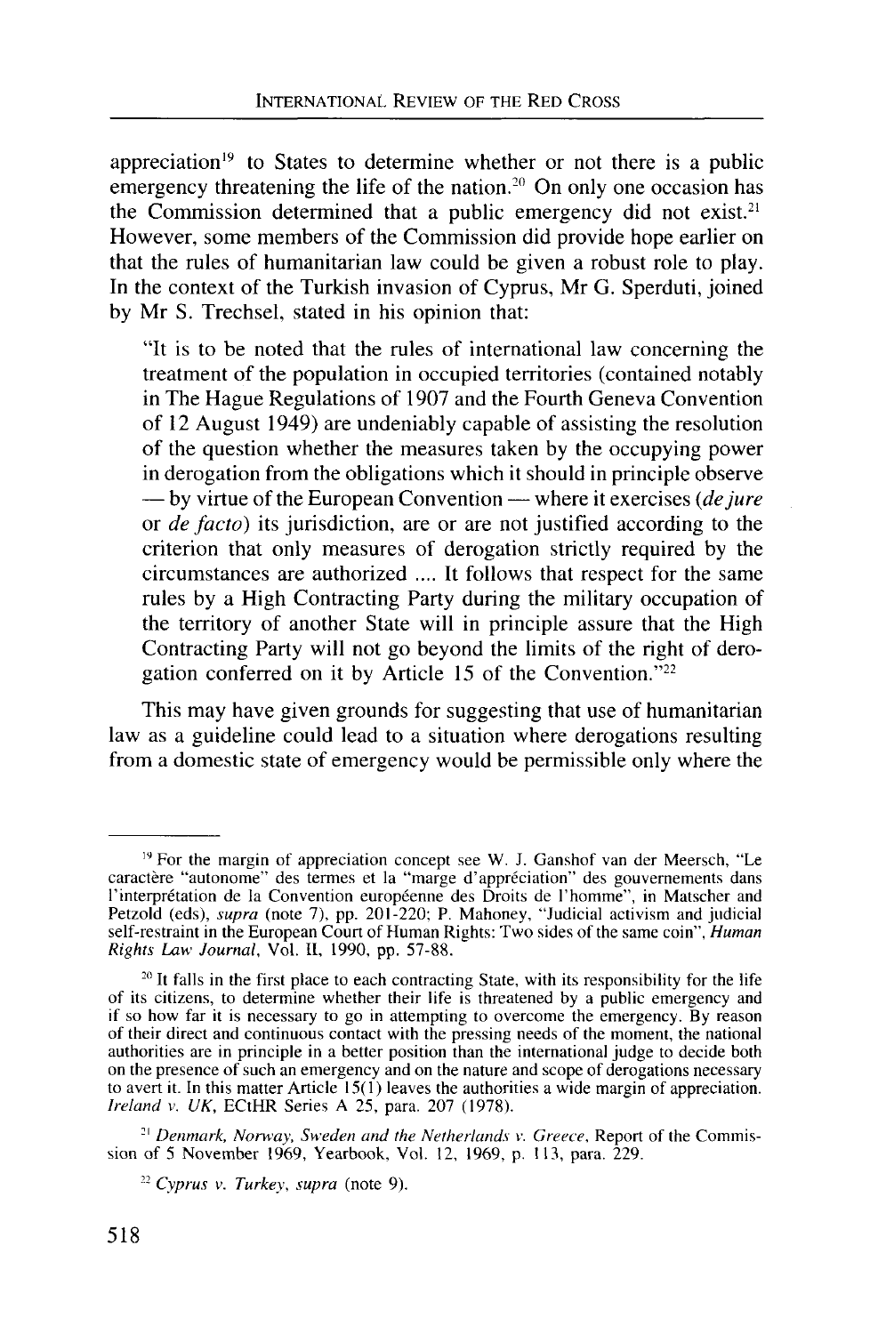appreciation[19] to States to determine whether or not there is a public emergency threatening the life of the nation.[20] On only one occasion has the Commission determined that a public emergency did not exist.[21] However, some members of the Commission did provide hope earlier on that the rules of humanitarian law could be given a robust role to play. In the context of the Turkish invasion of Cyprus, Mr G. Sperduti, joined by Mr S. Trechsel, stated in his opinion that:

> "It is to be noted that the rules of international law concerning the treatment of the population in occupied territories (contained notably in The Hague Regulations of 1907 and the Fourth Geneva Convention of 12 August 1949) are undeniably capable of assisting the resolution of the question whether the measures taken by the occupying power in derogation from the obligations which it should in principle observe — by virtue of the European Convention — where it exercises (*de jure* or *de facto*) its jurisdiction, are or are not justified according to the criterion that only measures of derogation strictly required by the circumstances are authorized .... It follows that respect for the same rules by a High Contracting Party during the military occupation of the territory of another State will in principle assure that the High Contracting Party will not go beyond the limits of the right of derogation conferred on it by Article 15 of the Convention."[22]

This may have given grounds for suggesting that use of humanitarian law as a guideline could lead to a situation where derogations resulting from a domestic state of emergency would be permissible only where the

---

[19] For the margin of appreciation concept see W. J. Ganshof van der Meersch, "Le caractère "autonome" des termes et la "marge d'appréciation" des gouvernements dans l'interprétation de la Convention européenne des Droits de l'homme", in Matscher and Petzold (eds), *supra* (note 7), pp. 201-220; P. Mahoney, "Judicial activism and judicial self-restraint in the European Court of Human Rights: Two sides of the same coin", *Human Rights Law Journal*, Vol. II, 1990, pp. 57-88.

[20] It falls in the first place to each contracting State, with its responsibility for the life of its citizens, to determine whether their life is threatened by a public emergency and if so how far it is necessary to go in attempting to overcome the emergency. By reason of their direct and continuous contact with the pressing needs of the moment, the national authorities are in principle in a better position than the international judge to decide both on the presence of such an emergency and on the nature and scope of derogations necessary to avert it. In this matter Article 15(1) leaves the authorities a wide margin of appreciation. *Ireland v. UK*, ECtHR Series A 25, para. 207 (1978).

[21] *Denmark, Norway, Sweden and the Netherlands v. Greece*, Report of the Commission of 5 November 1969, Yearbook, Vol. 12, 1969, p. 113, para. 229.

[22] *Cyprus v. Turkey*, *supra* (note 9).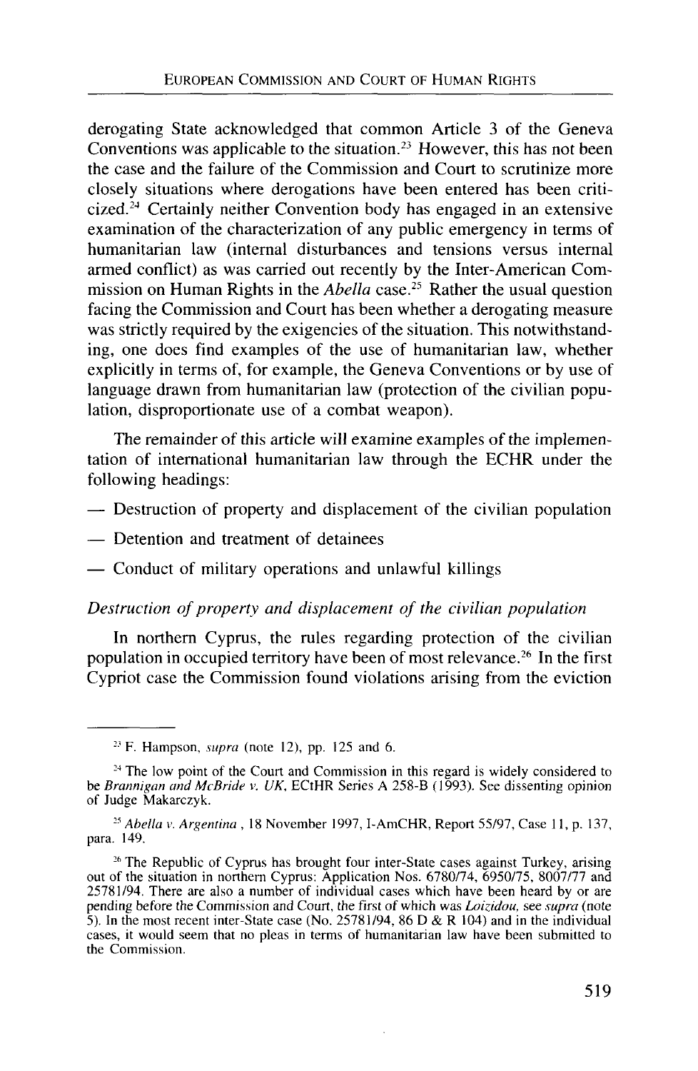derogating State acknowledged that common Article 3 of the Geneva Conventions was applicable to the situation.[23] However, this has not been the case and the failure of the Commission and Court to scrutinize more closely situations where derogations have been entered has been criticized.[24] Certainly neither Convention body has engaged in an extensive examination of the characterization of any public emergency in terms of humanitarian law (internal disturbances and tensions versus internal armed conflict) as was carried out recently by the Inter-American Commission on Human Rights in the *Abella* case.[25] Rather the usual question facing the Commission and Court has been whether a derogating measure was strictly required by the exigencies of the situation. This notwithstanding, one does find examples of the use of humanitarian law, whether explicitly in terms of, for example, the Geneva Conventions or by use of language drawn from humanitarian law (protection of the civilian population, disproportionate use of a combat weapon).

The remainder of this article will examine examples of the implementation of international humanitarian law through the ECHR under the following headings:

— Destruction of property and displacement of the civilian population

— Detention and treatment of detainees

— Conduct of military operations and unlawful killings

*Destruction of property and displacement of the civilian population*

In northern Cyprus, the rules regarding protection of the civilian population in occupied territory have been of most relevance.[26] In the first Cypriot case the Commission found violations arising from the eviction

---

[23] F. Hampson, *supra* (note 12), pp. 125 and 6.

[24] The low point of the Court and Commission in this regard is widely considered to be *Brannigan and McBride v. UK*, ECtHR Series A 258-B (1993). See dissenting opinion of Judge Makarczyk.

[25] *Abella v. Argentina* , 18 November 1997, I-AmCHR, Report 55/97, Case 11, p. 137, para. 149.

[26] The Republic of Cyprus has brought four inter-State cases against Turkey, arising out of the situation in northern Cyprus: Application Nos. 6780/74, 6950/75, 8007/77 and 25781/94. There are also a number of individual cases which have been heard by or are pending before the Commission and Court, the first of which was *Loizidou*, see *supra* (note 5). In the most recent inter-State case (No. 25781/94, 86 D & R 104) and in the individual cases, it would seem that no pleas in terms of humanitarian law have been submitted to the Commission.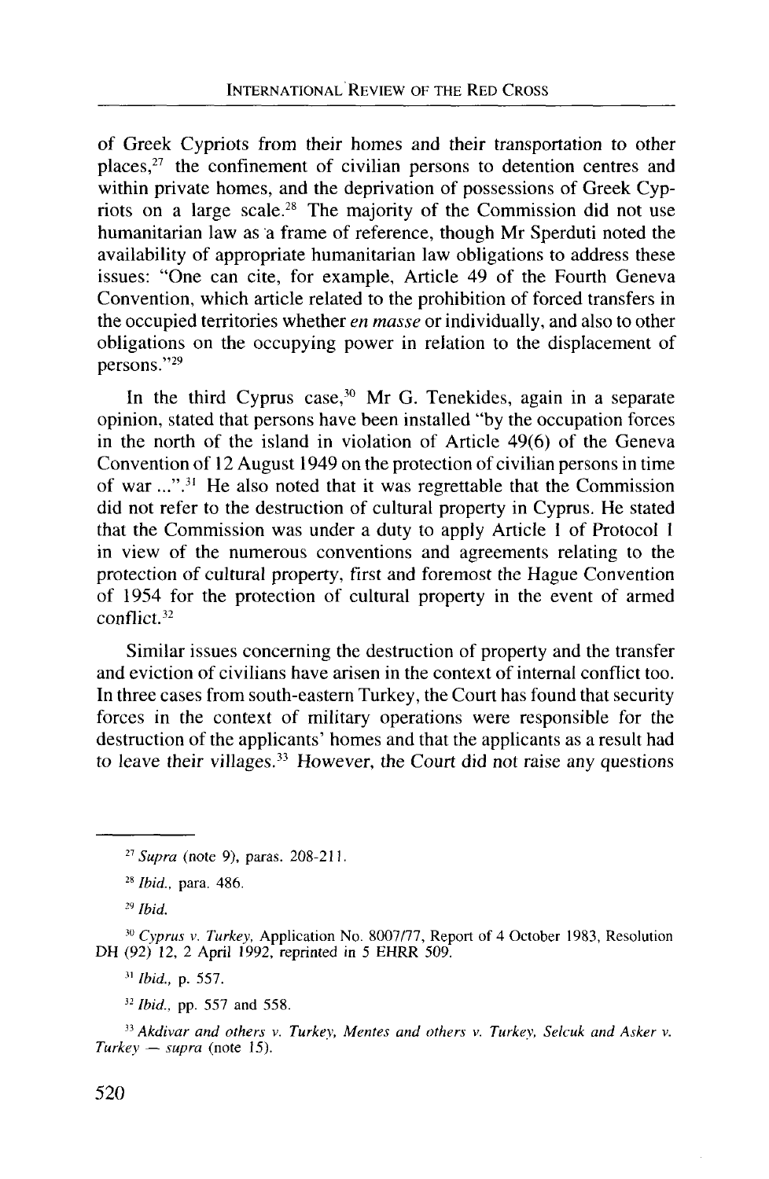of Greek Cypriots from their homes and their transportation to other places,[27] the confinement of civilian persons to detention centres and within private homes, and the deprivation of possessions of Greek Cypriots on a large scale.[28] The majority of the Commission did not use humanitarian law as a frame of reference, though Mr Sperduti noted the availability of appropriate humanitarian law obligations to address these issues: "One can cite, for example, Article 49 of the Fourth Geneva Convention, which article related to the prohibition of forced transfers in the occupied territories whether *en masse* or individually, and also to other obligations on the occupying power in relation to the displacement of persons."[29]

In the third Cyprus case,[30] Mr G. Tenekides, again in a separate opinion, stated that persons have been installed "by the occupation forces in the north of the island in violation of Article 49(6) of the Geneva Convention of 12 August 1949 on the protection of civilian persons in time of war ...".[31] He also noted that it was regrettable that the Commission did not refer to the destruction of cultural property in Cyprus. He stated that the Commission was under a duty to apply Article 1 of Protocol 1 in view of the numerous conventions and agreements relating to the protection of cultural property, first and foremost the Hague Convention of 1954 for the protection of cultural property in the event of armed conflict.[32]

Similar issues concerning the destruction of property and the transfer and eviction of civilians have arisen in the context of internal conflict too. In three cases from south-eastern Turkey, the Court has found that security forces in the context of military operations were responsible for the destruction of the applicants' homes and that the applicants as a result had to leave their villages.[33] However, the Court did not raise any questions

---

[27] *Supra* (note 9), paras. 208-211.

[28] *Ibid.*, para. 486.

[29] *Ibid.*

[30] *Cyprus v. Turkey*, Application No. 8007/77, Report of 4 October 1983, Resolution DH (92) 12, 2 April 1992, reprinted in 5 EHRR 509.

[31] *Ibid.*, p. 557.

[32] *Ibid.*, pp. 557 and 558.

[33] *Akdivar and others v. Turkey, Mentes and others v. Turkey, Selcuk and Asker v. Turkey — supra* (note 15).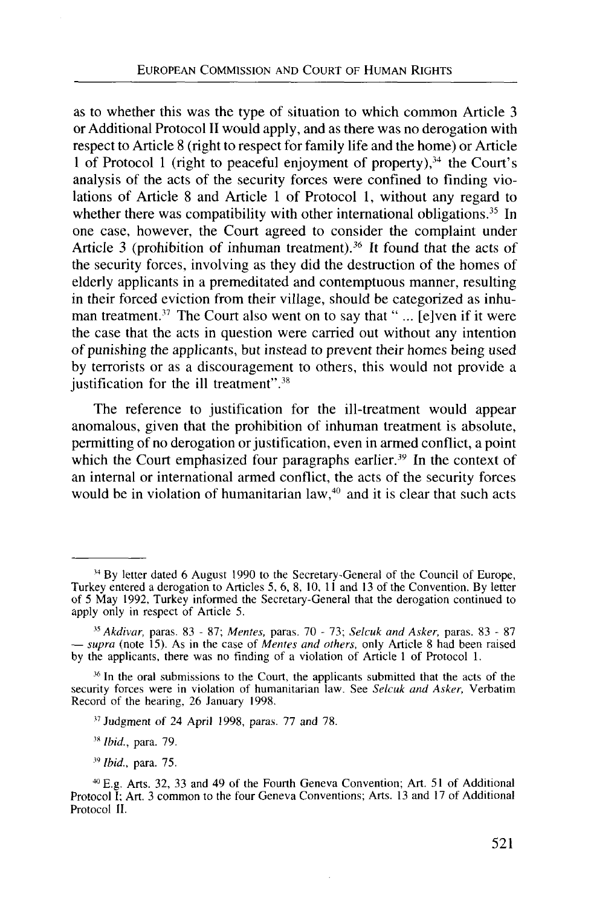as to whether this was the type of situation to which common Article 3 or Additional Protocol II would apply, and as there was no derogation with respect to Article 8 (right to respect for family life and the home) or Article 1 of Protocol 1 (right to peaceful enjoyment of property),[34] the Court's analysis of the acts of the security forces were confined to finding violations of Article 8 and Article 1 of Protocol 1, without any regard to whether there was compatibility with other international obligations.[35] In one case, however, the Court agreed to consider the complaint under Article 3 (prohibition of inhuman treatment).[36] It found that the acts of the security forces, involving as they did the destruction of the homes of elderly applicants in a premeditated and contemptuous manner, resulting in their forced eviction from their village, should be categorized as inhuman treatment.[37] The Court also went on to say that " ... [e]ven if it were the case that the acts in question were carried out without any intention of punishing the applicants, but instead to prevent their homes being used by terrorists or as a discouragement to others, this would not provide a justification for the ill treatment".[38]

The reference to justification for the ill-treatment would appear anomalous, given that the prohibition of inhuman treatment is absolute, permitting of no derogation or justification, even in armed conflict, a point which the Court emphasized four paragraphs earlier.[39] In the context of an internal or international armed conflict, the acts of the security forces would be in violation of humanitarian law,[40] and it is clear that such acts

---

[34] By letter dated 6 August 1990 to the Secretary-General of the Council of Europe, Turkey entered a derogation to Articles 5, 6, 8, 10, 11 and 13 of the Convention. By letter of 5 May 1992, Turkey informed the Secretary-General that the derogation continued to apply only in respect of Article 5.

[35] *Akdivar*, paras. 83 - 87; *Mentes*, paras. 70 - 73; *Selcuk and Asker*, paras. 83 - 87 — *supra* (note 15). As in the case of *Mentes and others*, only Article 8 had been raised by the applicants, there was no finding of a violation of Article 1 of Protocol 1.

[36] In the oral submissions to the Court, the applicants submitted that the acts of the security forces were in violation of humanitarian law. See *Selcuk and Asker*, Verbatim Record of the hearing, 26 January 1998.

[37] Judgment of 24 April 1998, paras. 77 and 78.

[38] *Ibid.*, para. 79.

[39] *Ibid.*, para. 75.

[40] E.g. Arts. 32, 33 and 49 of the Fourth Geneva Convention; Art. 51 of Additional Protocol I; Art. 3 common to the four Geneva Conventions; Arts. 13 and 17 of Additional Protocol II.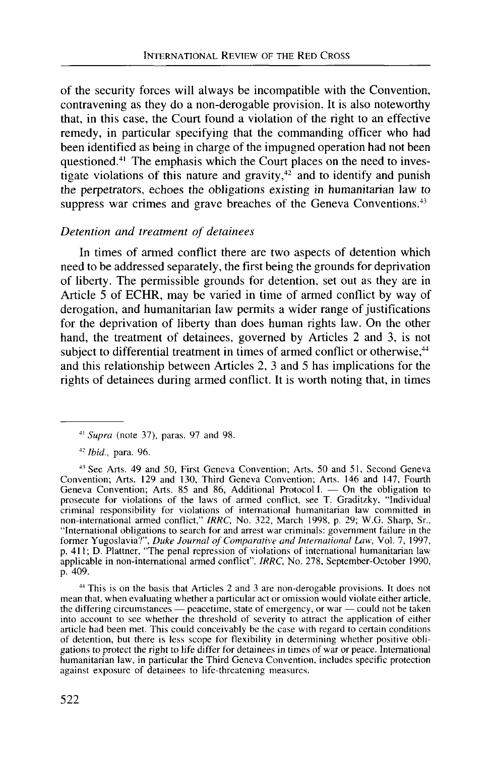of the security forces will always be incompatible with the Convention, contravening as they do a non-derogable provision. It is also noteworthy that, in this case, the Court found a violation of the right to an effective remedy, in particular specifying that the commanding officer who had been identified as being in charge of the impugned operation had not been questioned.[41] The emphasis which the Court places on the need to investigate violations of this nature and gravity,[42] and to identify and punish the perpetrators, echoes the obligations existing in humanitarian law to suppress war crimes and grave breaches of the Geneva Conventions.[43]

*Detention and treatment of detainees*

In times of armed conflict there are two aspects of detention which need to be addressed separately, the first being the grounds for deprivation of liberty. The permissible grounds for detention, set out as they are in Article 5 of ECHR, may be varied in time of armed conflict by way of derogation, and humanitarian law permits a wider range of justifications for the deprivation of liberty than does human rights law. On the other hand, the treatment of detainees, governed by Articles 2 and 3, is not subject to differential treatment in times of armed conflict or otherwise,[44] and this relationship between Articles 2, 3 and 5 has implications for the rights of detainees during armed conflict. It is worth noting that, in times

---

[41] *Supra* (note 37), paras. 97 and 98.

[42] *Ibid.*, para. 96.

[43] See Arts. 49 and 50, First Geneva Convention; Arts. 50 and 51, Second Geneva Convention; Arts. 129 and 130, Third Geneva Convention; Arts. 146 and 147, Fourth Geneva Convention; Arts. 85 and 86, Additional Protocol I. — On the obligation to prosecute for violations of the laws of armed conflict, see T. Graditzky, "Individual criminal responsibility for violations of international humanitarian law committed in non-international armed conflict," *IRRC*, No. 322, March 1998, p. 29; W.G. Sharp, Sr., "International obligations to search for and arrest war criminals: government failure in the former Yugoslavia?", *Duke Journal of Comparative and International Law*, Vol. 7, 1997, p. 411; D. Plattner, "The penal repression of violations of international humanitarian law applicable in non-international armed conflict", *IRRC*, No. 278, September-October 1990, p. 409.

[44] This is on the basis that Articles 2 and 3 are non-derogable provisions. It does not mean that, when evaluating whether a particular act or omission would violate either article, the differing circumstances — peacetime, state of emergency, or war — could not be taken into account to see whether the threshold of severity to attract the application of either article had been met. This could conceivably be the case with regard to certain conditions of detention, but there is less scope for flexibility in determining whether positive obligations to protect the right to life differ for detainees in times of war or peace. International humanitarian law, in particular the Third Geneva Convention, includes specific protection against exposure of detainees to life-threatening measures.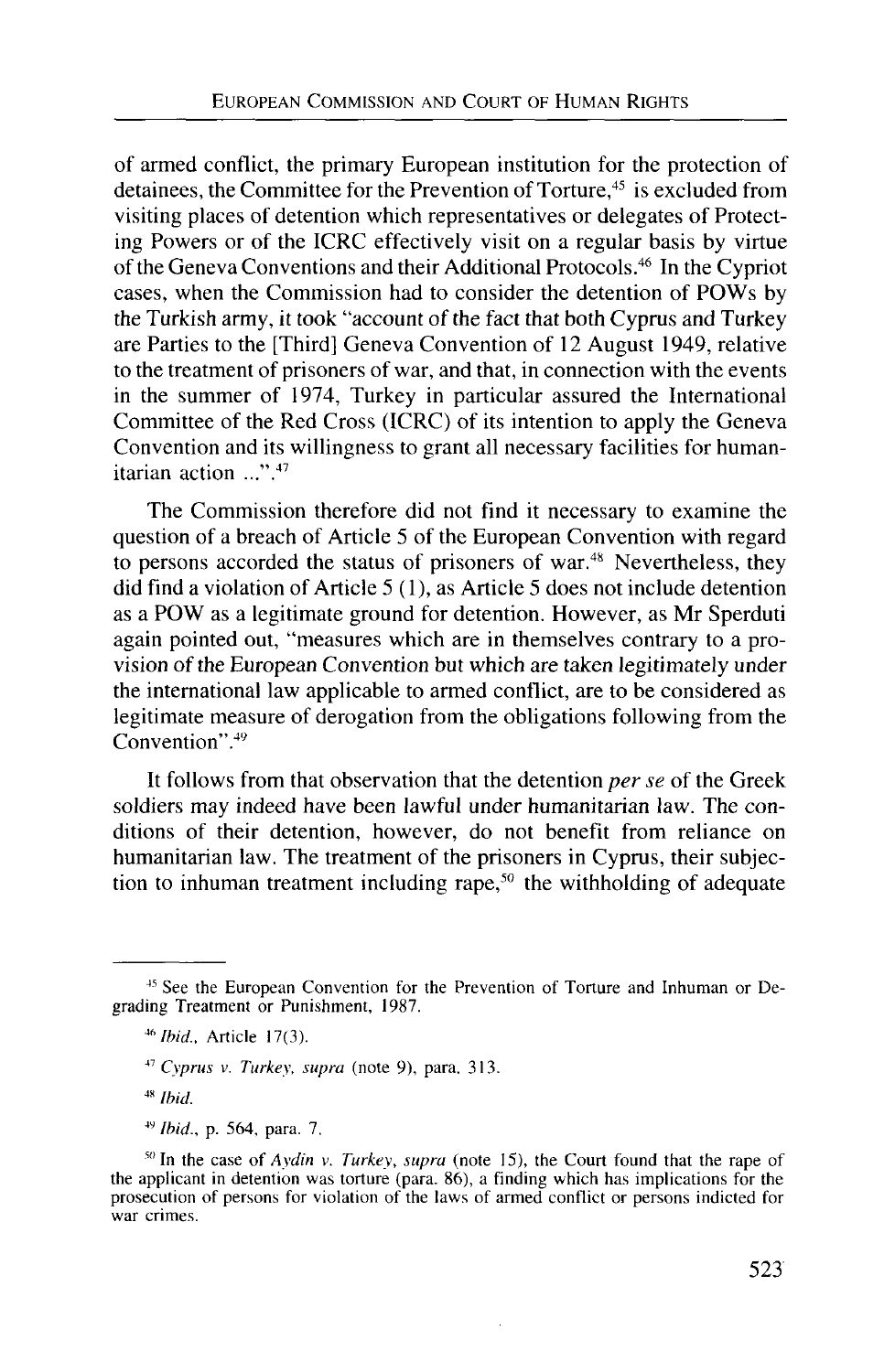of armed conflict, the primary European institution for the protection of detainees, the Committee for the Prevention of Torture,[45] is excluded from visiting places of detention which representatives or delegates of Protecting Powers or of the ICRC effectively visit on a regular basis by virtue of the Geneva Conventions and their Additional Protocols.[46] In the Cypriot cases, when the Commission had to consider the detention of POWs by the Turkish army, it took "account of the fact that both Cyprus and Turkey are Parties to the [Third] Geneva Convention of 12 August 1949, relative to the treatment of prisoners of war, and that, in connection with the events in the summer of 1974, Turkey in particular assured the International Committee of the Red Cross (ICRC) of its intention to apply the Geneva Convention and its willingness to grant all necessary facilities for humanitarian action ...".[47]

The Commission therefore did not find it necessary to examine the question of a breach of Article 5 of the European Convention with regard to persons accorded the status of prisoners of war.[48] Nevertheless, they did find a violation of Article 5 (1), as Article 5 does not include detention as a POW as a legitimate ground for detention. However, as Mr Sperduti again pointed out, "measures which are in themselves contrary to a provision of the European Convention but which are taken legitimately under the international law applicable to armed conflict, are to be considered as legitimate measure of derogation from the obligations following from the Convention".[49]

It follows from that observation that the detention *per se* of the Greek soldiers may indeed have been lawful under humanitarian law. The conditions of their detention, however, do not benefit from reliance on humanitarian law. The treatment of the prisoners in Cyprus, their subjection to inhuman treatment including rape,[50] the withholding of adequate

---

[45] See the European Convention for the Prevention of Torture and Inhuman or Degrading Treatment or Punishment, 1987.

[46] *Ibid.*, Article 17(3).

[47] *Cyprus v. Turkey*, *supra* (note 9), para. 313.

[48] *Ibid.*

[49] *Ibid.*, p. 564, para. 7.

[50] In the case of *Aydin v. Turkey*, *supra* (note 15), the Court found that the rape of the applicant in detention was torture (para. 86), a finding which has implications for the prosecution of persons for violation of the laws of armed conflict or persons indicted for war crimes.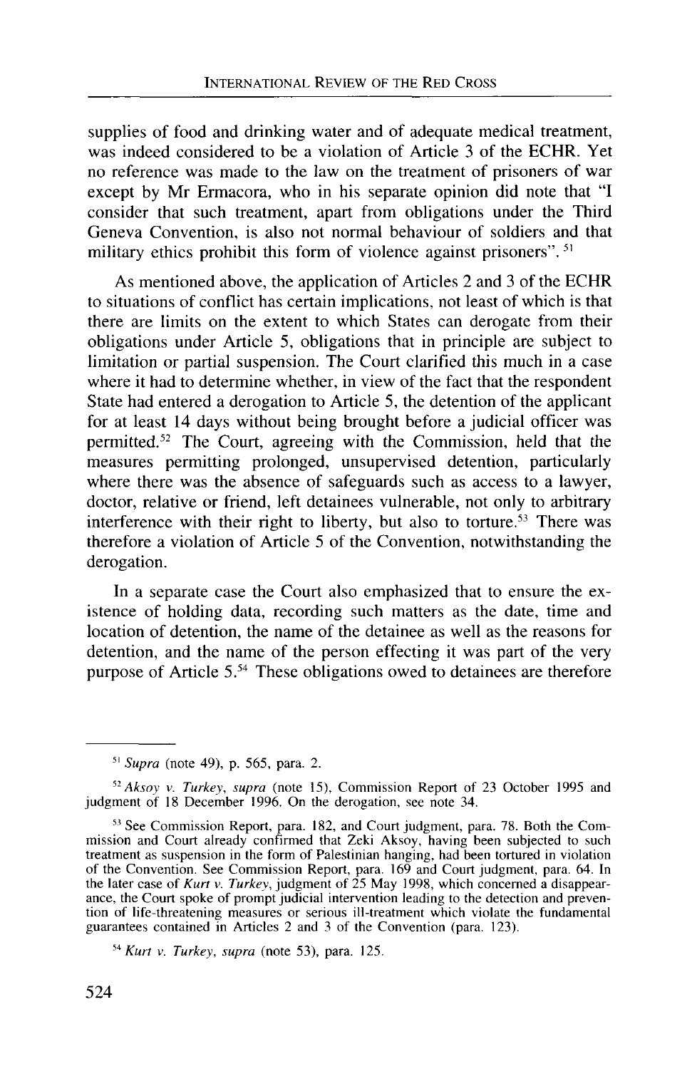supplies of food and drinking water and of adequate medical treatment, was indeed considered to be a violation of Article 3 of the ECHR. Yet no reference was made to the law on the treatment of prisoners of war except by Mr Ermacora, who in his separate opinion did note that "I consider that such treatment, apart from obligations under the Third Geneva Convention, is also not normal behaviour of soldiers and that military ethics prohibit this form of violence against prisoners".[51]

As mentioned above, the application of Articles 2 and 3 of the ECHR to situations of conflict has certain implications, not least of which is that there are limits on the extent to which States can derogate from their obligations under Article 5, obligations that in principle are subject to limitation or partial suspension. The Court clarified this much in a case where it had to determine whether, in view of the fact that the respondent State had entered a derogation to Article 5, the detention of the applicant for at least 14 days without being brought before a judicial officer was permitted.[52] The Court, agreeing with the Commission, held that the measures permitting prolonged, unsupervised detention, particularly where there was the absence of safeguards such as access to a lawyer, doctor, relative or friend, left detainees vulnerable, not only to arbitrary interference with their right to liberty, but also to torture.[53] There was therefore a violation of Article 5 of the Convention, notwithstanding the derogation.

In a separate case the Court also emphasized that to ensure the existence of holding data, recording such matters as the date, time and location of detention, the name of the detainee as well as the reasons for detention, and the name of the person effecting it was part of the very purpose of Article 5.[54] These obligations owed to detainees are therefore

---

[51] *Supra* (note 49), p. 565, para. 2.

[52] *Aksoy v. Turkey*, *supra* (note 15), Commission Report of 23 October 1995 and judgment of 18 December 1996. On the derogation, see note 34.

[53] See Commission Report, para. 182, and Court judgment, para. 78. Both the Commission and Court already confirmed that Zeki Aksoy, having been subjected to such treatment as suspension in the form of Palestinian hanging, had been tortured in violation of the Convention. See Commission Report, para. 169 and Court judgment, para. 64. In the later case of *Kurt v. Turkey*, judgment of 25 May 1998, which concerned a disappearance, the Court spoke of prompt judicial intervention leading to the detection and prevention of life-threatening measures or serious ill-treatment which violate the fundamental guarantees contained in Articles 2 and 3 of the Convention (para. 123).

[54] *Kurt v. Turkey*, *supra* (note 53), para. 125.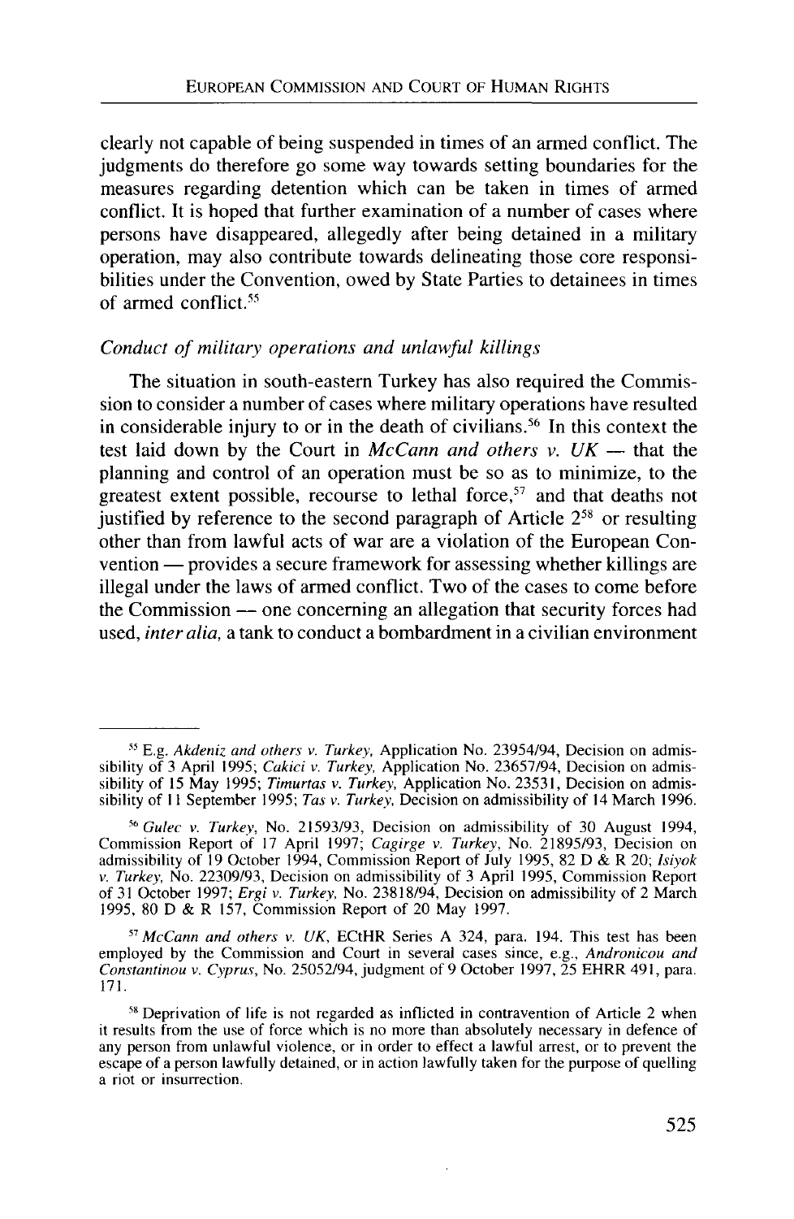clearly not capable of being suspended in times of an armed conflict. The judgments do therefore go some way towards setting boundaries for the measures regarding detention which can be taken in times of armed conflict. It is hoped that further examination of a number of cases where persons have disappeared, allegedly after being detained in a military operation, may also contribute towards delineating those core responsibilities under the Convention, owed by State Parties to detainees in times of armed conflict.[55]

*Conduct of military operations and unlawful killings*

The situation in south-eastern Turkey has also required the Commission to consider a number of cases where military operations have resulted in considerable injury to or in the death of civilians.[56] In this context the test laid down by the Court in *McCann and others v. UK* — that the planning and control of an operation must be so as to minimize, to the greatest extent possible, recourse to lethal force,[57] and that deaths not justified by reference to the second paragraph of Article 2[58] or resulting other than from lawful acts of war are a violation of the European Convention — provides a secure framework for assessing whether killings are illegal under the laws of armed conflict. Two of the cases to come before the Commission — one concerning an allegation that security forces had used, *inter alia,* a tank to conduct a bombardment in a civilian environment

---

[55] E.g. *Akdeniz and others v. Turkey,* Application No. 23954/94, Decision on admissibility of 3 April 1995; *Cakici v. Turkey,* Application No. 23657/94, Decision on admissibility of 15 May 1995; *Timurtas v. Turkey,* Application No. 23531, Decision on admissibility of 11 September 1995; *Tas v. Turkey,* Decision on admissibility of 14 March 1996.

[56] *Gulec v. Turkey,* No. 21593/93, Decision on admissibility of 30 August 1994, Commission Report of 17 April 1997; *Cagirge v. Turkey,* No. 21895/93, Decision on admissibility of 19 October 1994, Commission Report of July 1995, 82 D & R 20; *Isiyok v. Turkey,* No. 22309/93, Decision on admissibility of 3 April 1995, Commission Report of 31 October 1997; *Ergi v. Turkey,* No. 23818/94, Decision on admissibility of 2 March 1995, 80 D & R 157, Commission Report of 20 May 1997.

[57] *McCann and others v. UK,* ECtHR Series A 324, para. 194. This test has been employed by the Commission and Court in several cases since, e.g., *Andronicou and Constantinou v. Cyprus,* No. 25052/94, judgment of 9 October 1997, 25 EHRR 491, para. 171.

[58] Deprivation of life is not regarded as inflicted in contravention of Article 2 when it results from the use of force which is no more than absolutely necessary in defence of any person from unlawful violence, or in order to effect a lawful arrest, or to prevent the escape of a person lawfully detained, or in action lawfully taken for the purpose of quelling a riot or insurrection.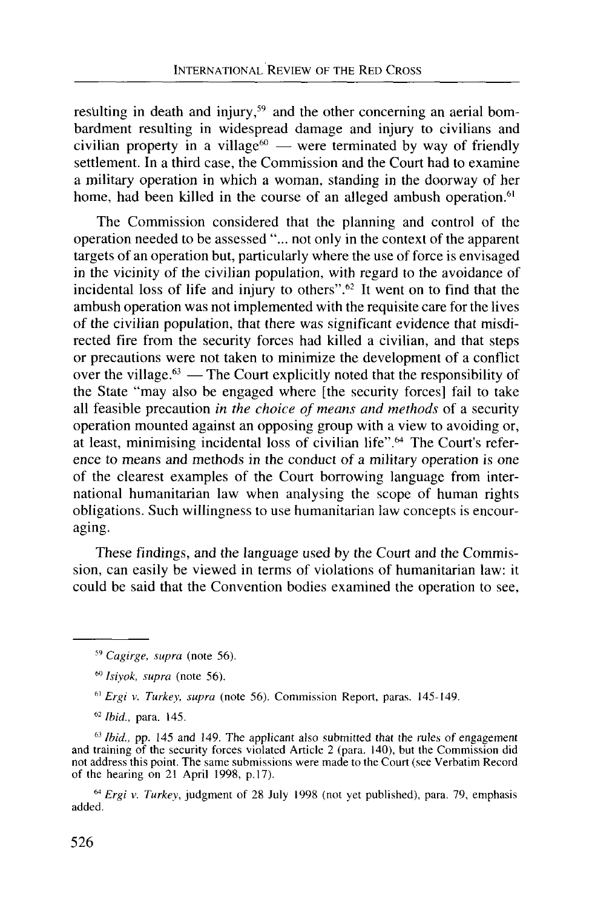resulting in death and injury,[59] and the other concerning an aerial bombardment resulting in widespread damage and injury to civilians and civilian property in a village[60] — were terminated by way of friendly settlement. In a third case, the Commission and the Court had to examine a military operation in which a woman, standing in the doorway of her home, had been killed in the course of an alleged ambush operation.[61]

The Commission considered that the planning and control of the operation needed to be assessed "... not only in the context of the apparent targets of an operation but, particularly where the use of force is envisaged in the vicinity of the civilian population, with regard to the avoidance of incidental loss of life and injury to others".[62] It went on to find that the ambush operation was not implemented with the requisite care for the lives of the civilian population, that there was significant evidence that misdirected fire from the security forces had killed a civilian, and that steps or precautions were not taken to minimize the development of a conflict over the village.[63] — The Court explicitly noted that the responsibility of the State "may also be engaged where [the security forces] fail to take all feasible precaution *in the choice of means and methods* of a security operation mounted against an opposing group with a view to avoiding or, at least, minimising incidental loss of civilian life".[64] The Court's reference to means and methods in the conduct of a military operation is one of the clearest examples of the Court borrowing language from international humanitarian law when analysing the scope of human rights obligations. Such willingness to use humanitarian law concepts is encouraging.

These findings, and the language used by the Court and the Commission, can easily be viewed in terms of violations of humanitarian law: it could be said that the Convention bodies examined the operation to see,

---

[59] *Cagirge, supra* (note 56).

[60] *Isiyok, supra* (note 56).

[61] *Ergi v. Turkey, supra* (note 56). Commission Report, paras. 145-149.

[62] *Ibid.*, para. 145.

[63] *Ibid.*, pp. 145 and 149. The applicant also submitted that the rules of engagement and training of the security forces violated Article 2 (para. 140), but the Commission did not address this point. The same submissions were made to the Court (see Verbatim Record of the hearing on 21 April 1998, p.17).

[64] *Ergi v. Turkey*, judgment of 28 July 1998 (not yet published), para. 79, emphasis added.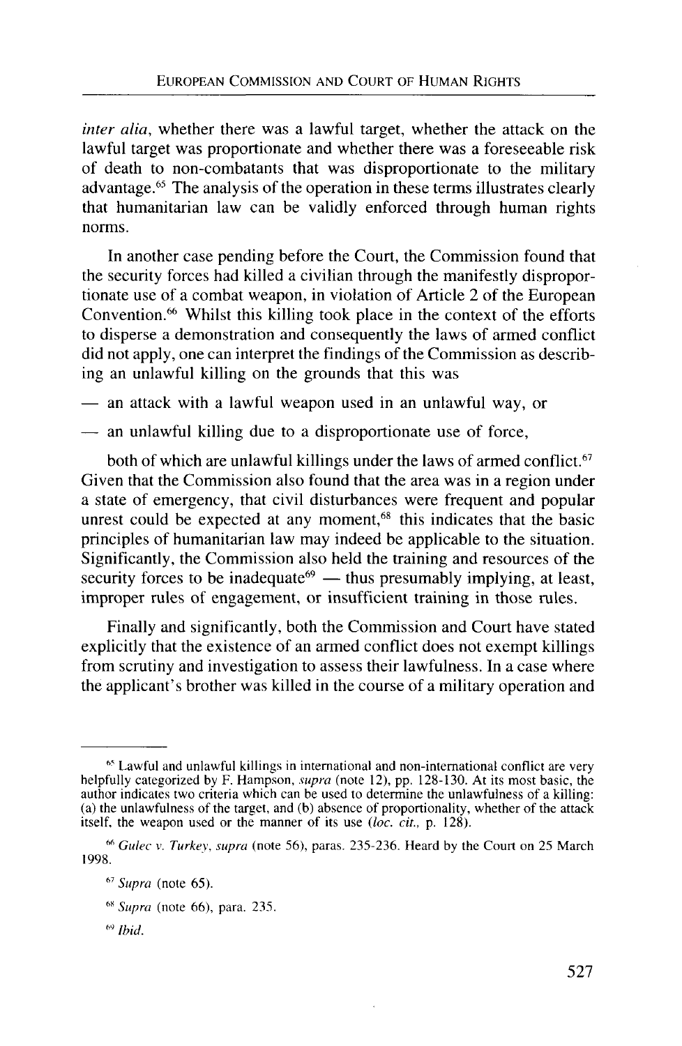*inter alia*, whether there was a lawful target, whether the attack on the lawful target was proportionate and whether there was a foreseeable risk of death to non-combatants that was disproportionate to the military advantage.[65] The analysis of the operation in these terms illustrates clearly that humanitarian law can be validly enforced through human rights norms.

In another case pending before the Court, the Commission found that the security forces had killed a civilian through the manifestly disproportionate use of a combat weapon, in violation of Article 2 of the European Convention.[66] Whilst this killing took place in the context of the efforts to disperse a demonstration and consequently the laws of armed conflict did not apply, one can interpret the findings of the Commission as describing an unlawful killing on the grounds that this was

— an attack with a lawful weapon used in an unlawful way, or

— an unlawful killing due to a disproportionate use of force,

both of which are unlawful killings under the laws of armed conflict.[67] Given that the Commission also found that the area was in a region under a state of emergency, that civil disturbances were frequent and popular unrest could be expected at any moment,[68] this indicates that the basic principles of humanitarian law may indeed be applicable to the situation. Significantly, the Commission also held the training and resources of the security forces to be inadequate[69] — thus presumably implying, at least, improper rules of engagement, or insufficient training in those rules.

Finally and significantly, both the Commission and Court have stated explicitly that the existence of an armed conflict does not exempt killings from scrutiny and investigation to assess their lawfulness. In a case where the applicant's brother was killed in the course of a military operation and

---

[65] Lawful and unlawful killings in international and non-international conflict are very helpfully categorized by F. Hampson, *supra* (note 12), pp. 128-130. At its most basic, the author indicates two criteria which can be used to determine the unlawfulness of a killing: (a) the unlawfulness of the target, and (b) absence of proportionality, whether of the attack itself, the weapon used or the manner of its use (*loc. cit.*, p. 128).

[66] *Gulec v. Turkey*, *supra* (note 56), paras. 235-236. Heard by the Court on 25 March 1998.

[67] *Supra* (note 65).

[68] *Supra* (note 66), para. 235.

[69] *Ibid.*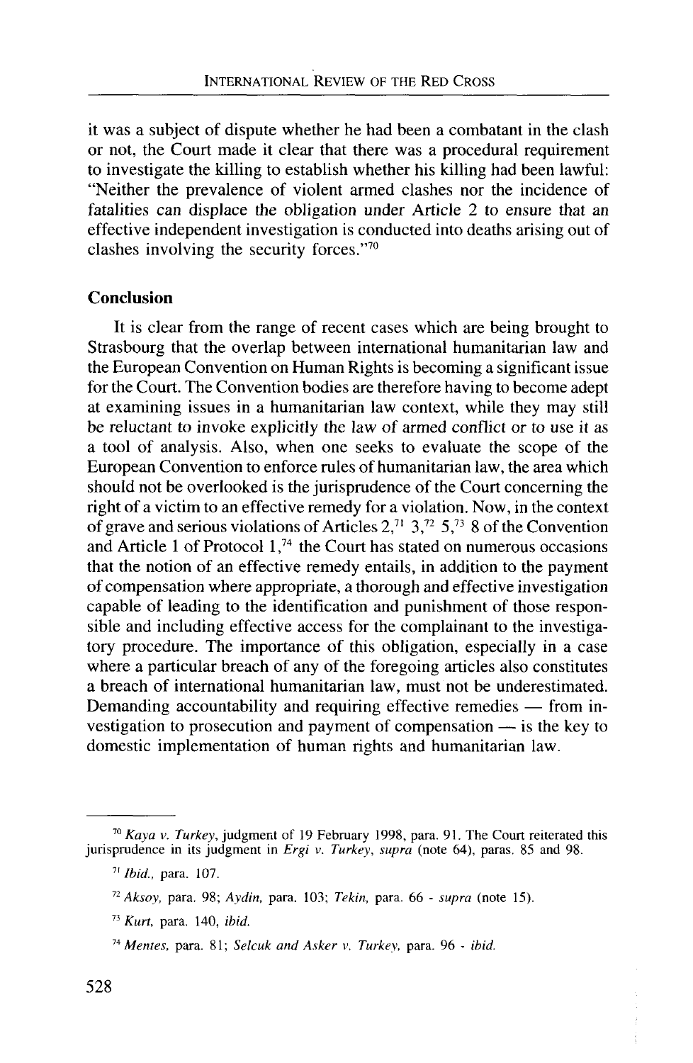it was a subject of dispute whether he had been a combatant in the clash or not, the Court made it clear that there was a procedural requirement to investigate the killing to establish whether his killing had been lawful: "Neither the prevalence of violent armed clashes nor the incidence of fatalities can displace the obligation under Article 2 to ensure that an effective independent investigation is conducted into deaths arising out of clashes involving the security forces."[70]

## Conclusion

It is clear from the range of recent cases which are being brought to Strasbourg that the overlap between international humanitarian law and the European Convention on Human Rights is becoming a significant issue for the Court. The Convention bodies are therefore having to become adept at examining issues in a humanitarian law context, while they may still be reluctant to invoke explicitly the law of armed conflict or to use it as a tool of analysis. Also, when one seeks to evaluate the scope of the European Convention to enforce rules of humanitarian law, the area which should not be overlooked is the jurisprudence of the Court concerning the right of a victim to an effective remedy for a violation. Now, in the context of grave and serious violations of Articles 2,[71] 3,[72] 5,[73] 8 of the Convention and Article 1 of Protocol 1,[74] the Court has stated on numerous occasions that the notion of an effective remedy entails, in addition to the payment of compensation where appropriate, a thorough and effective investigation capable of leading to the identification and punishment of those responsible and including effective access for the complainant to the investigatory procedure. The importance of this obligation, especially in a case where a particular breach of any of the foregoing articles also constitutes a breach of international humanitarian law, must not be underestimated. Demanding accountability and requiring effective remedies — from investigation to prosecution and payment of compensation — is the key to domestic implementation of human rights and humanitarian law.

---

[70] *Kaya v. Turkey*, judgment of 19 February 1998, para. 91. The Court reiterated this jurisprudence in its judgment in *Ergi v. Turkey*, *supra* (note 64), paras. 85 and 98.

[71] *Ibid.*, para. 107.

[72] *Aksoy*, para. 98; *Aydin*, para. 103; *Tekin*, para. 66 - *supra* (note 15).

[73] *Kurt*, para. 140, *ibid.*

[74] *Mentes*, para. 81; *Selcuk and Asker v. Turkey*, para. 96 - *ibid.*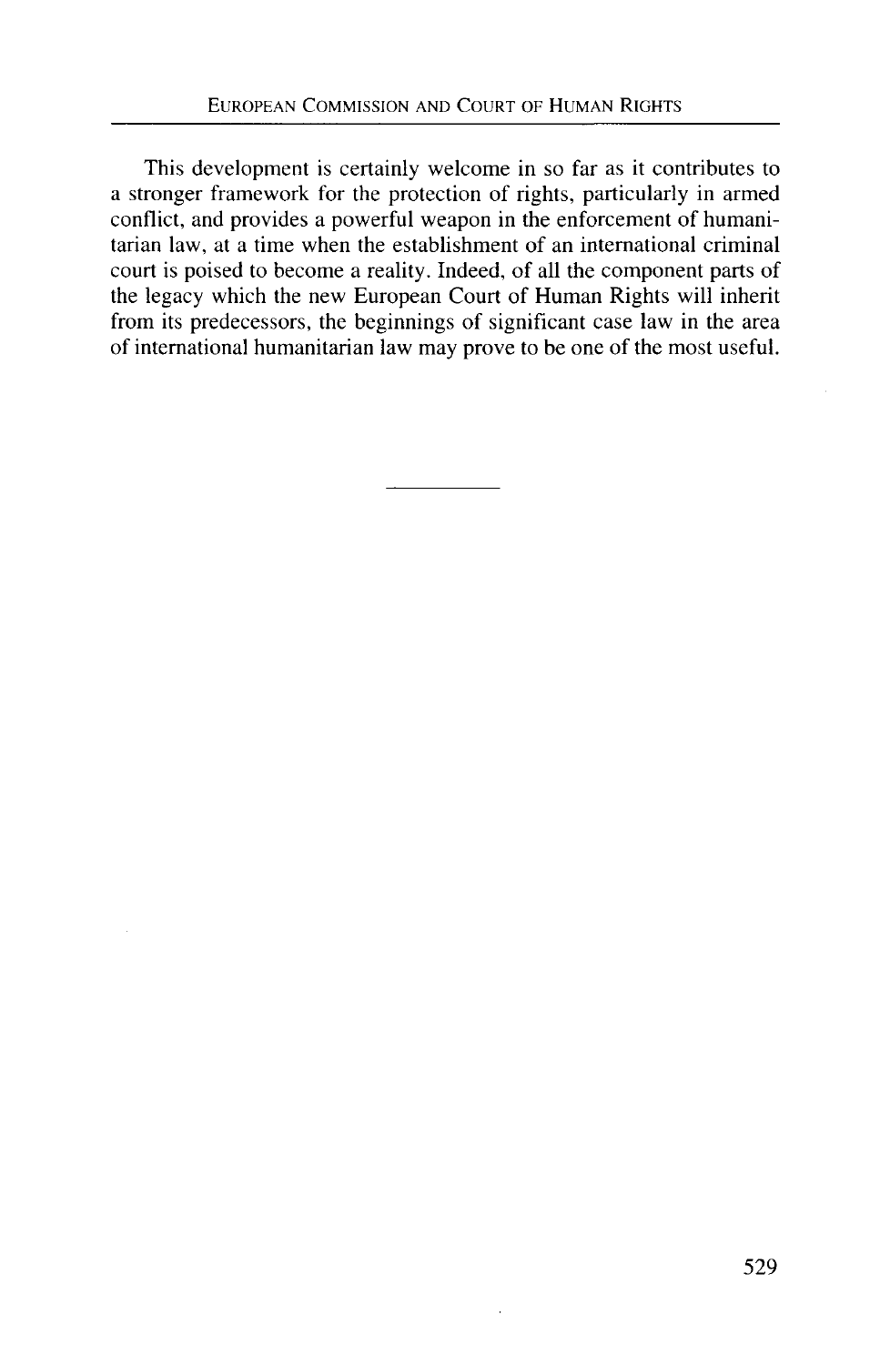This development is certainly welcome in so far as it contributes to a stronger framework for the protection of rights, particularly in armed conflict, and provides a powerful weapon in the enforcement of humanitarian law, at a time when the establishment of an international criminal court is poised to become a reality. Indeed, of all the component parts of the legacy which the new European Court of Human Rights will inherit from its predecessors, the beginnings of significant case law in the area of international humanitarian law may prove to be one of the most useful.